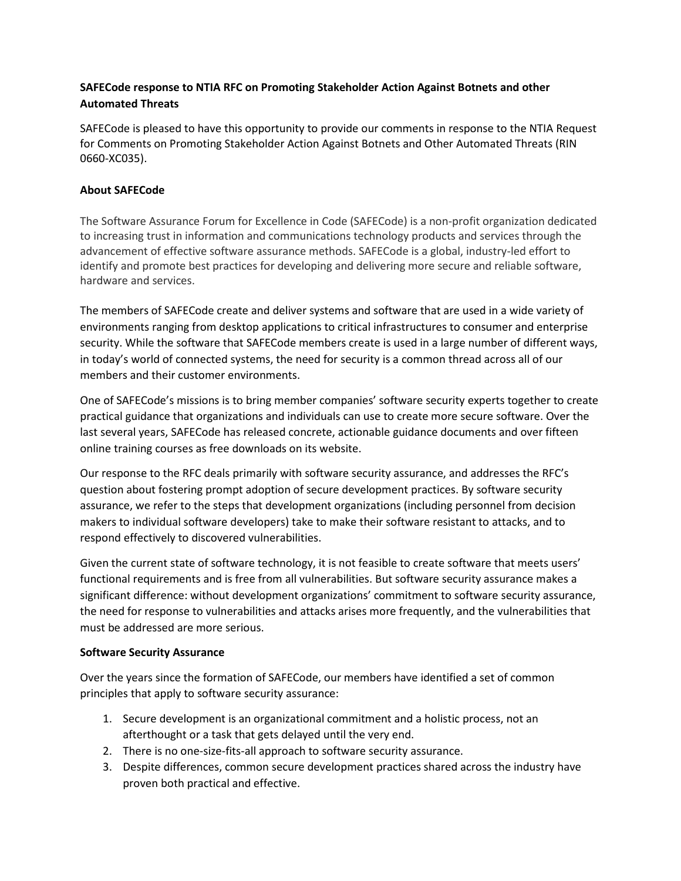**SAFECode response to NTIA RFC on Promoting Stakeholder Action Against Botnets and other Automated Threats**

SAFECode is pleased to have this opportunity to provide our comments in response to the NTIA Request for Comments on Promoting Stakeholder Action Against Botnets and Other Automated Threats (RIN 0660-XC035).

**About SAFECode**

The Software Assurance Forum for Excellence in Code (SAFECode) is a non-profit organization dedicated to increasing trust in information and communications technology products and services through the advancement of effective software assurance methods. SAFECode is a global, industry-led effort to identify and promote best practices for developing and delivering more secure and reliable software, hardware and services.

The members of SAFECode create and deliver systems and software that are used in a wide variety of environments ranging from desktop applications to critical infrastructures to consumer and enterprise security. While the software that SAFECode members create is used in a large number of different ways, in today's world of connected systems, the need for security is a common thread across all of our members and their customer environments.

One of SAFECode's missions is to bring member companies' software security experts together to create practical guidance that organizations and individuals can use to create more secure software. Over the last several years, SAFECode has released concrete, actionable guidance documents and over fifteen online training courses as free downloads on its website.

Our response to the RFC deals primarily with software security assurance, and addresses the RFC's question about fostering prompt adoption of secure development practices. By software security assurance, we refer to the steps that development organizations (including personnel from decision makers to individual software developers) take to make their software resistant to attacks, and to respond effectively to discovered vulnerabilities.

Given the current state of software technology, it is not feasible to create software that meets users' functional requirements and is free from all vulnerabilities. But software security assurance makes a significant difference: without development organizations' commitment to software security assurance, the need for response to vulnerabilities and attacks arises more frequently, and the vulnerabilities that must be addressed are more serious.

**Software Security Assurance**

Over the years since the formation of SAFECode, our members have identified a set of common principles that apply to software security assurance:

1. Secure development is an organizational commitment and a holistic process, not an afterthought or a task that gets delayed until the very end.
2. There is no one-size-fits-all approach to software security assurance.
3. Despite differences, common secure development practices shared across the industry have proven both practical and effective.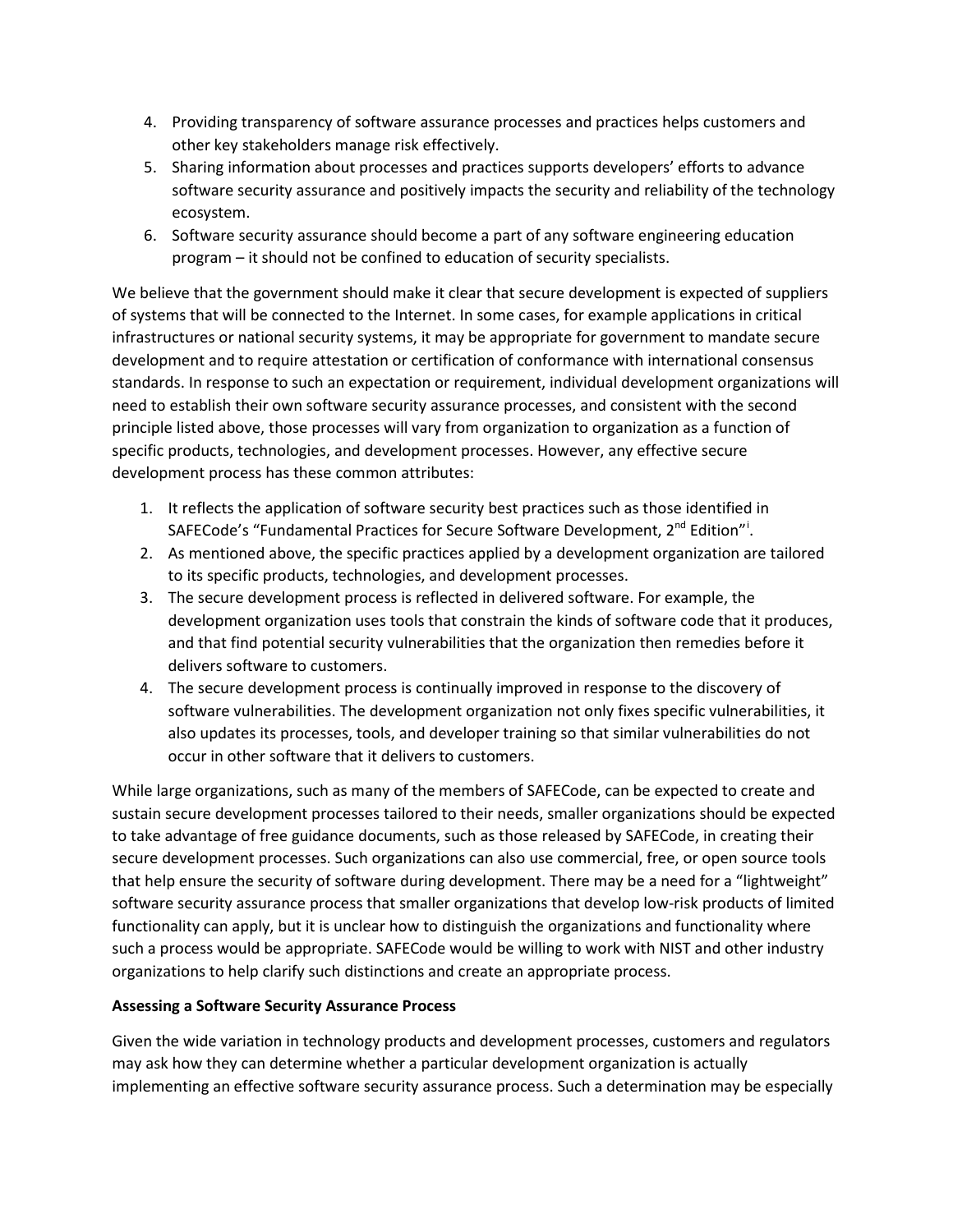4. Providing transparency of software assurance processes and practices helps customers and other key stakeholders manage risk effectively.
5. Sharing information about processes and practices supports developers' efforts to advance software security assurance and positively impacts the security and reliability of the technology ecosystem.
6. Software security assurance should become a part of any software engineering education program – it should not be confined to education of security specialists.

We believe that the government should make it clear that secure development is expected of suppliers of systems that will be connected to the Internet. In some cases, for example applications in critical infrastructures or national security systems, it may be appropriate for government to mandate secure development and to require attestation or certification of conformance with international consensus standards. In response to such an expectation or requirement, individual development organizations will need to establish their own software security assurance processes, and consistent with the second principle listed above, those processes will vary from organization to organization as a function of specific products, technologies, and development processes. However, any effective secure development process has these common attributes:

1. It reflects the application of software security best practices such as those identified in SAFECode's "Fundamental Practices for Secure Software Development, 2nd Edition"[i].
2. As mentioned above, the specific practices applied by a development organization are tailored to its specific products, technologies, and development processes.
3. The secure development process is reflected in delivered software. For example, the development organization uses tools that constrain the kinds of software code that it produces, and that find potential security vulnerabilities that the organization then remedies before it delivers software to customers.
4. The secure development process is continually improved in response to the discovery of software vulnerabilities. The development organization not only fixes specific vulnerabilities, it also updates its processes, tools, and developer training so that similar vulnerabilities do not occur in other software that it delivers to customers.

While large organizations, such as many of the members of SAFECode, can be expected to create and sustain secure development processes tailored to their needs, smaller organizations should be expected to take advantage of free guidance documents, such as those released by SAFECode, in creating their secure development processes. Such organizations can also use commercial, free, or open source tools that help ensure the security of software during development. There may be a need for a "lightweight" software security assurance process that smaller organizations that develop low-risk products of limited functionality can apply, but it is unclear how to distinguish the organizations and functionality where such a process would be appropriate. SAFECode would be willing to work with NIST and other industry organizations to help clarify such distinctions and create an appropriate process.

**Assessing a Software Security Assurance Process**

Given the wide variation in technology products and development processes, customers and regulators may ask how they can determine whether a particular development organization is actually implementing an effective software security assurance process. Such a determination may be especially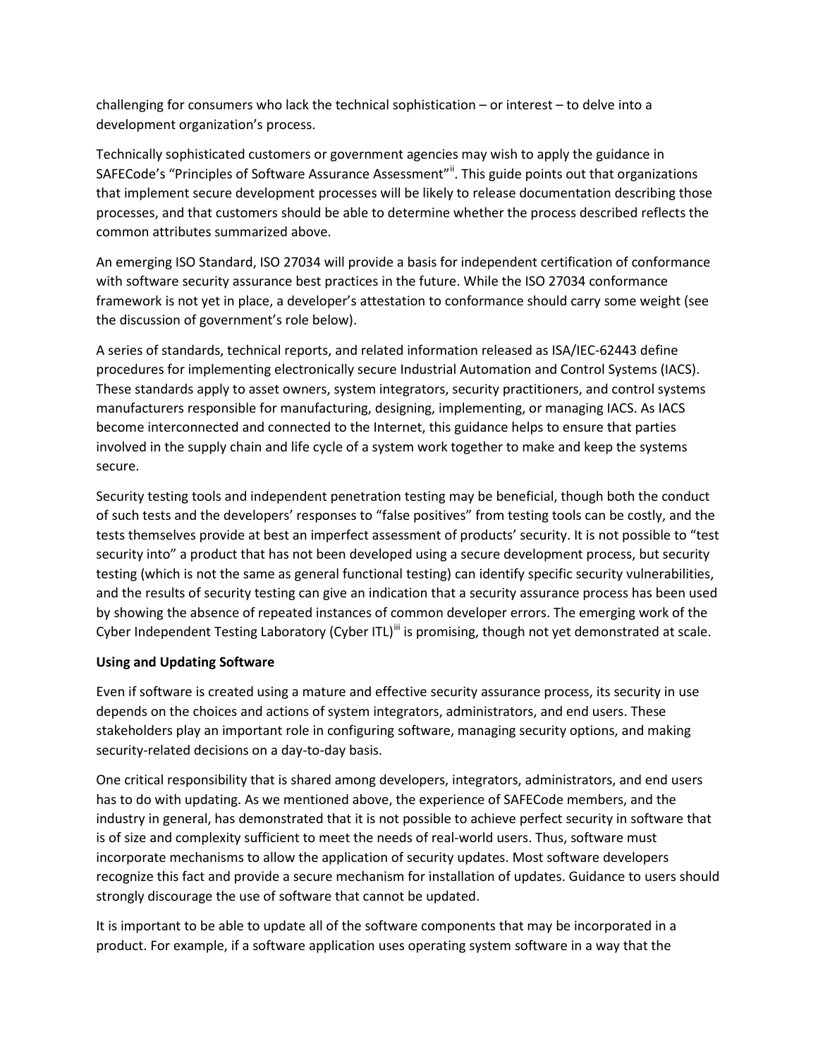challenging for consumers who lack the technical sophistication – or interest – to delve into a development organization's process.

Technically sophisticated customers or government agencies may wish to apply the guidance in SAFECode's "Principles of Software Assurance Assessment"[ii]. This guide points out that organizations that implement secure development processes will be likely to release documentation describing those processes, and that customers should be able to determine whether the process described reflects the common attributes summarized above.

An emerging ISO Standard, ISO 27034 will provide a basis for independent certification of conformance with software security assurance best practices in the future. While the ISO 27034 conformance framework is not yet in place, a developer's attestation to conformance should carry some weight (see the discussion of government's role below).

A series of standards, technical reports, and related information released as ISA/IEC-62443 define procedures for implementing electronically secure Industrial Automation and Control Systems (IACS). These standards apply to asset owners, system integrators, security practitioners, and control systems manufacturers responsible for manufacturing, designing, implementing, or managing IACS. As IACS become interconnected and connected to the Internet, this guidance helps to ensure that parties involved in the supply chain and life cycle of a system work together to make and keep the systems secure.

Security testing tools and independent penetration testing may be beneficial, though both the conduct of such tests and the developers' responses to "false positives" from testing tools can be costly, and the tests themselves provide at best an imperfect assessment of products' security. It is not possible to "test security into" a product that has not been developed using a secure development process, but security testing (which is not the same as general functional testing) can identify specific security vulnerabilities, and the results of security testing can give an indication that a security assurance process has been used by showing the absence of repeated instances of common developer errors. The emerging work of the Cyber Independent Testing Laboratory (Cyber ITL)[iii] is promising, though not yet demonstrated at scale.

**Using and Updating Software**

Even if software is created using a mature and effective security assurance process, its security in use depends on the choices and actions of system integrators, administrators, and end users. These stakeholders play an important role in configuring software, managing security options, and making security-related decisions on a day-to-day basis.

One critical responsibility that is shared among developers, integrators, administrators, and end users has to do with updating. As we mentioned above, the experience of SAFECode members, and the industry in general, has demonstrated that it is not possible to achieve perfect security in software that is of size and complexity sufficient to meet the needs of real-world users. Thus, software must incorporate mechanisms to allow the application of security updates. Most software developers recognize this fact and provide a secure mechanism for installation of updates. Guidance to users should strongly discourage the use of software that cannot be updated.

It is important to be able to update all of the software components that may be incorporated in a product. For example, if a software application uses operating system software in a way that the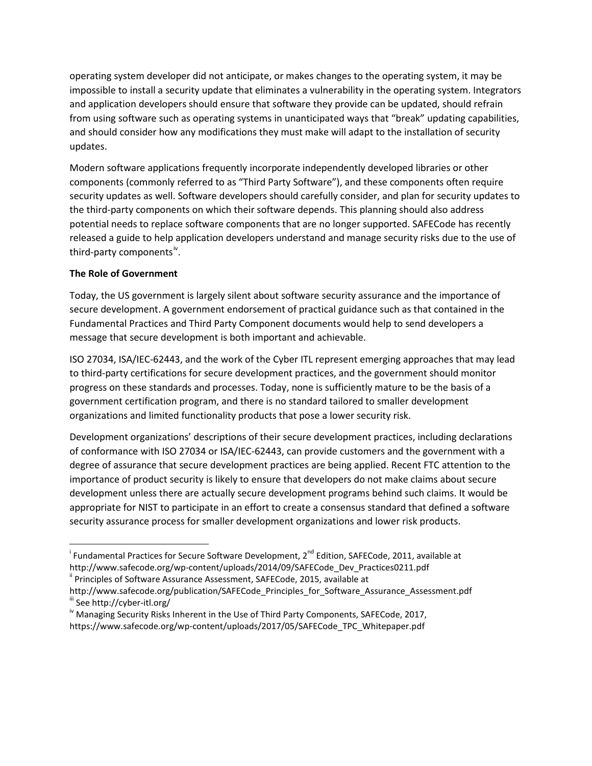operating system developer did not anticipate, or makes changes to the operating system, it may be impossible to install a security update that eliminates a vulnerability in the operating system. Integrators and application developers should ensure that software they provide can be updated, should refrain from using software such as operating systems in unanticipated ways that "break" updating capabilities, and should consider how any modifications they must make will adapt to the installation of security updates.

Modern software applications frequently incorporate independently developed libraries or other components (commonly referred to as "Third Party Software"), and these components often require security updates as well. Software developers should carefully consider, and plan for security updates to the third-party components on which their software depends. This planning should also address potential needs to replace software components that are no longer supported. SAFECode has recently released a guide to help application developers understand and manage security risks due to the use of third-party components[iv].

**The Role of Government**

Today, the US government is largely silent about software security assurance and the importance of secure development. A government endorsement of practical guidance such as that contained in the Fundamental Practices and Third Party Component documents would help to send developers a message that secure development is both important and achievable.

ISO 27034, ISA/IEC-62443, and the work of the Cyber ITL represent emerging approaches that may lead to third-party certifications for secure development practices, and the government should monitor progress on these standards and processes. Today, none is sufficiently mature to be the basis of a government certification program, and there is no standard tailored to smaller development organizations and limited functionality products that pose a lower security risk.

Development organizations' descriptions of their secure development practices, including declarations of conformance with ISO 27034 or ISA/IEC-62443, can provide customers and the government with a degree of assurance that secure development practices are being applied. Recent FTC attention to the importance of product security is likely to ensure that developers do not make claims about secure development unless there are actually secure development programs behind such claims. It would be appropriate for NIST to participate in an effort to create a consensus standard that defined a software security assurance process for smaller development organizations and lower risk products.

---

[i] Fundamental Practices for Secure Software Development, 2nd Edition, SAFECode, 2011, available at http://www.safecode.org/wp-content/uploads/2014/09/SAFECode_Dev_Practices0211.pdf

[ii] Principles of Software Assurance Assessment, SAFECode, 2015, available at http://www.safecode.org/publication/SAFECode_Principles_for_Software_Assurance_Assessment.pdf

[iii] See http://cyber-itl.org/

[iv] Managing Security Risks Inherent in the Use of Third Party Components, SAFECode, 2017, https://www.safecode.org/wp-content/uploads/2017/05/SAFECode_TPC_Whitepaper.pdf